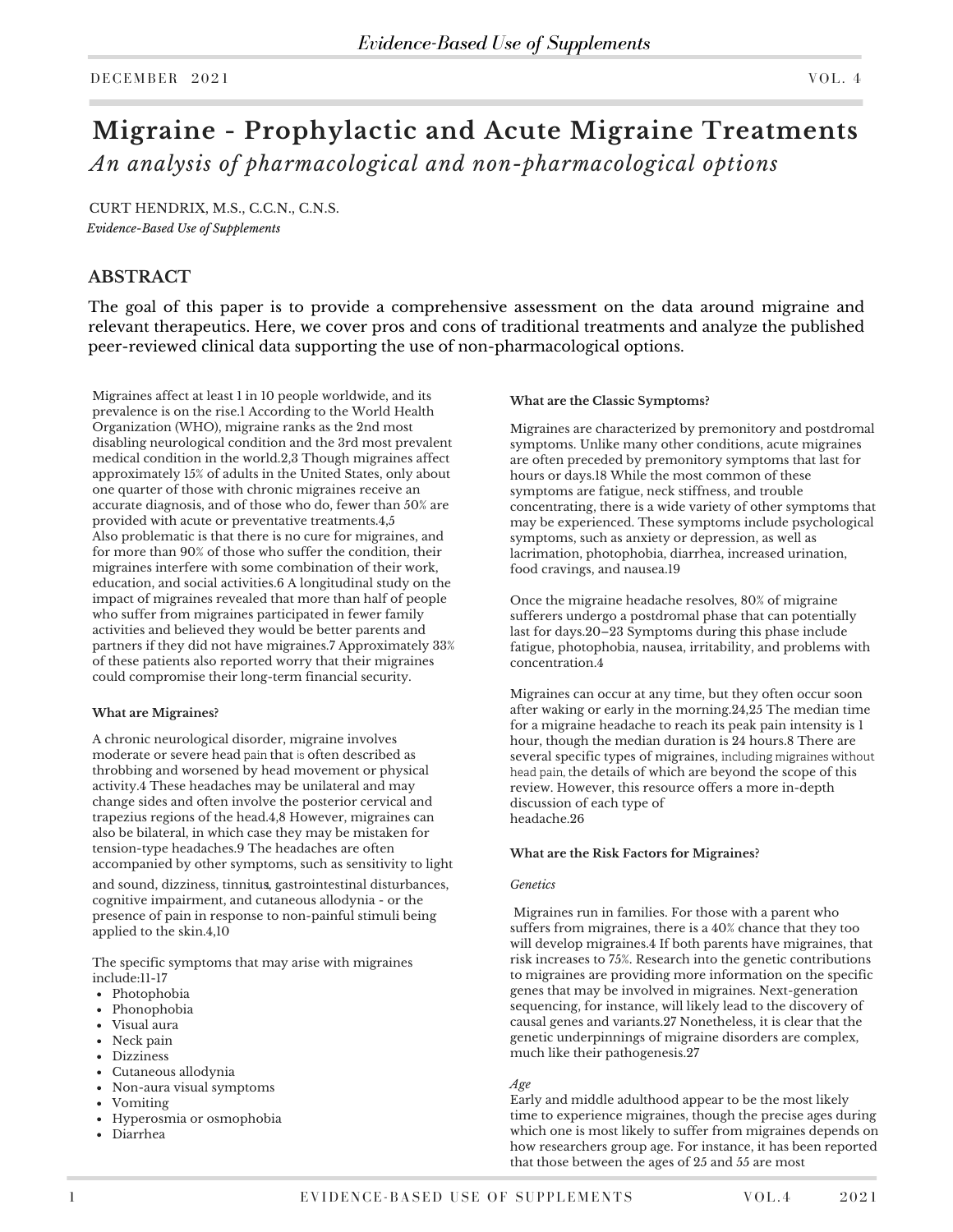# Migraine - Prophylactic and Acute Migraine Treatments

*An analysis of pharmacological and non-pharmacological options*

CURT HENDRIX, M.S., C.C.N., C.N.S.
*Evidence-Based Use of Supplements*

## ABSTRACT

The goal of this paper is to provide a comprehensive assessment on the data around migraine and relevant therapeutics. Here, we cover pros and cons of traditional treatments and analyze the published peer-reviewed clinical data supporting the use of non-pharmacological options.

Migraines affect at least 1 in 10 people worldwide, and its prevalence is on the rise.[1] According to the World Health Organization (WHO), migraine ranks as the 2nd most disabling neurological condition and the 3rd most prevalent medical condition in the world.[2,3] Though migraines affect approximately 15% of adults in the United States, only about one quarter of those with chronic migraines receive an accurate diagnosis, and of those who do, fewer than 50% are provided with acute or preventative treatments.[4,5] Also problematic is that there is no cure for migraines, and for more than 90% of those who suffer the condition, their migraines interfere with some combination of their work, education, and social activities.[6] A longitudinal study on the impact of migraines revealed that more than half of people who suffer from migraines participated in fewer family activities and believed they would be better parents and partners if they did not have migraines.[7] Approximately 33% of these patients also reported worry that their migraines could compromise their long-term financial security.

### What are Migraines?

A chronic neurological disorder, migraine involves moderate or severe head pain that is often described as throbbing and worsened by head movement or physical activity.[4] These headaches may be unilateral and may change sides and often involve the posterior cervical and trapezius regions of the head.[4,8] However, migraines can also be bilateral, in which case they may be mistaken for tension-type headaches.[9] The headaches are often accompanied by other symptoms, such as sensitivity to light and sound, dizziness, tinnitus, gastrointestinal disturbances, cognitive impairment, and cutaneous allodynia - or the presence of pain in response to non-painful stimuli being applied to the skin.[4,10]

The specific symptoms that may arise with migraines include:[11-17]

- Photophobia
- Phonophobia
- Visual aura
- Neck pain
- Dizziness
- Cutaneous allodynia
- Non-aura visual symptoms
- Vomiting
- Hyperosmia or osmophobia
- Diarrhea

### What are the Classic Symptoms?

Migraines are characterized by premonitory and postdromal symptoms. Unlike many other conditions, acute migraines are often preceded by premonitory symptoms that last for hours or days.[18] While the most common of these symptoms are fatigue, neck stiffness, and trouble concentrating, there is a wide variety of other symptoms that may be experienced. These symptoms include psychological symptoms, such as anxiety or depression, as well as lacrimation, photophobia, diarrhea, increased urination, food cravings, and nausea.[19]

Once the migraine headache resolves, 80% of migraine sufferers undergo a postdromal phase that can potentially last for days.[20–23] Symptoms during this phase include fatigue, photophobia, nausea, irritability, and problems with concentration.[4]

Migraines can occur at any time, but they often occur soon after waking or early in the morning.[24,25] The median time for a migraine headache to reach its peak pain intensity is 1 hour, though the median duration is 24 hours.[8] There are several specific types of migraines, including migraines without head pain, the details of which are beyond the scope of this review. However, this resource offers a more in-depth discussion of each type of headache.[26]

### What are the Risk Factors for Migraines?

*Genetics*

Migraines run in families. For those with a parent who suffers from migraines, there is a 40% chance that they too will develop migraines.[4] If both parents have migraines, that risk increases to 75%. Research into the genetic contributions to migraines are providing more information on the specific genes that may be involved in migraines. Next-generation sequencing, for instance, will likely lead to the discovery of causal genes and variants.[27] Nonetheless, it is clear that the genetic underpinnings of migraine disorders are complex, much like their pathogenesis.[27]

*Age*

Early and middle adulthood appear to be the most likely time to experience migraines, though the precise ages during which one is most likely to suffer from migraines depends on how researchers group age. For instance, it has been reported that those between the ages of 25 and 55 are most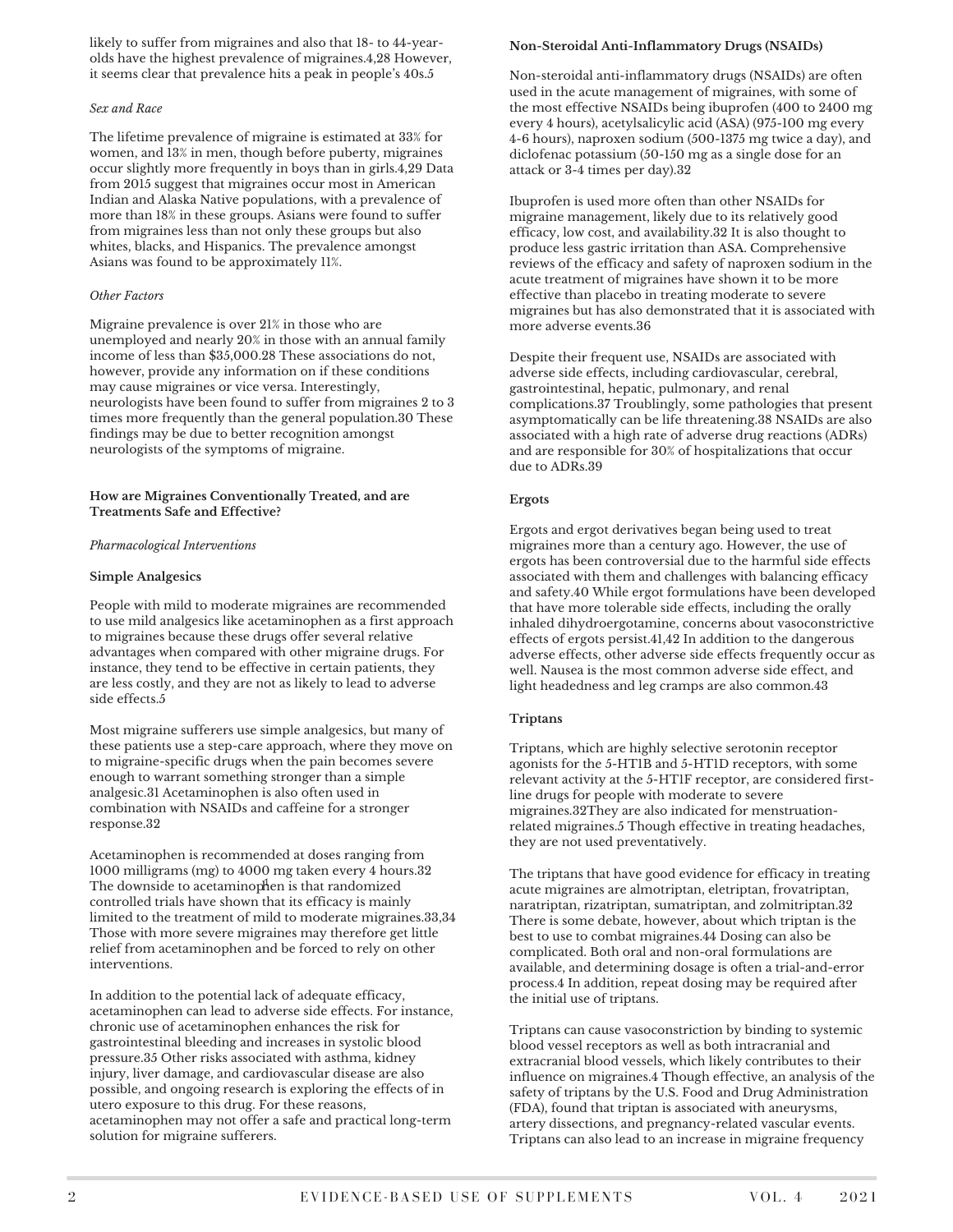likely to suffer from migraines and also that 18- to 44-year-olds have the highest prevalence of migraines.4,28 However, it seems clear that prevalence hits a peak in people's 40s.5

*Sex and Race*

The lifetime prevalence of migraine is estimated at 33% for women, and 13% in men, though before puberty, migraines occur slightly more frequently in boys than in girls.4,29 Data from 2015 suggest that migraines occur most in American Indian and Alaska Native populations, with a prevalence of more than 18% in these groups. Asians were found to suffer from migraines less than not only these groups but also whites, blacks, and Hispanics. The prevalence amongst Asians was found to be approximately 11%.

*Other Factors*

Migraine prevalence is over 21% in those who are unemployed and nearly 20% in those with an annual family income of less than $35,000.28 These associations do not, however, provide any information on if these conditions may cause migraines or vice versa. Interestingly, neurologists have been found to suffer from migraines 2 to 3 times more frequently than the general population.30 These findings may be due to better recognition amongst neurologists of the symptoms of migraine.

**How are Migraines Conventionally Treated, and are Treatments Safe and Effective?**

*Pharmacological Interventions*

**Simple Analgesics**

People with mild to moderate migraines are recommended to use mild analgesics like acetaminophen as a first approach to migraines because these drugs offer several relative advantages when compared with other migraine drugs. For instance, they tend to be effective in certain patients, they are less costly, and they are not as likely to lead to adverse side effects.5

Most migraine sufferers use simple analgesics, but many of these patients use a step-care approach, where they move on to migraine-specific drugs when the pain becomes severe enough to warrant something stronger than a simple analgesic.31 Acetaminophen is also often used in combination with NSAIDs and caffeine for a stronger response.32

Acetaminophen is recommended at doses ranging from 1000 milligrams (mg) to 4000 mg taken every 4 hours.32 The downside to acetaminophen is that randomized controlled trials have shown that its efficacy is mainly limited to the treatment of mild to moderate migraines.33,34 Those with more severe migraines may therefore get little relief from acetaminophen and be forced to rely on other interventions.

In addition to the potential lack of adequate efficacy, acetaminophen can lead to adverse side effects. For instance, chronic use of acetaminophen enhances the risk for gastrointestinal bleeding and increases in systolic blood pressure.35 Other risks associated with asthma, kidney injury, liver damage, and cardiovascular disease are also possible, and ongoing research is exploring the effects of in utero exposure to this drug. For these reasons, acetaminophen may not offer a safe and practical long-term solution for migraine sufferers.

**Non-Steroidal Anti-Inflammatory Drugs (NSAIDs)**

Non-steroidal anti-inflammatory drugs (NSAIDs) are often used in the acute management of migraines, with some of the most effective NSAIDs being ibuprofen (400 to 2400 mg every 4 hours), acetylsalicylic acid (ASA) (975-100 mg every 4-6 hours), naproxen sodium (500-1375 mg twice a day), and diclofenac potassium (50-150 mg as a single dose for an attack or 3-4 times per day).32

Ibuprofen is used more often than other NSAIDs for migraine management, likely due to its relatively good efficacy, low cost, and availability.32 It is also thought to produce less gastric irritation than ASA. Comprehensive reviews of the efficacy and safety of naproxen sodium in the acute treatment of migraines have shown it to be more effective than placebo in treating moderate to severe migraines but has also demonstrated that it is associated with more adverse events.36

Despite their frequent use, NSAIDs are associated with adverse side effects, including cardiovascular, cerebral, gastrointestinal, hepatic, pulmonary, and renal complications.37 Troublingly, some pathologies that present asymptomatically can be life threatening.38 NSAIDs are also associated with a high rate of adverse drug reactions (ADRs) and are responsible for 30% of hospitalizations that occur due to ADRs.39

**Ergots**

Ergots and ergot derivatives began being used to treat migraines more than a century ago. However, the use of ergots has been controversial due to the harmful side effects associated with them and challenges with balancing efficacy and safety.40 While ergot formulations have been developed that have more tolerable side effects, including the orally inhaled dihydroergotamine, concerns about vasoconstrictive effects of ergots persist.41,42 In addition to the dangerous adverse effects, other adverse side effects frequently occur as well. Nausea is the most common adverse side effect, and light headedness and leg cramps are also common.43

**Triptans**

Triptans, which are highly selective serotonin receptor agonists for the 5-HT1B and 5-HT1D receptors, with some relevant activity at the 5-HT1F receptor, are considered first-line drugs for people with moderate to severe migraines.32They are also indicated for menstruation-related migraines.5 Though effective in treating headaches, they are not used preventatively.

The triptans that have good evidence for efficacy in treating acute migraines are almotriptan, eletriptan, frovatriptan, naratriptan, rizatriptan, sumatriptan, and zolmitriptan.32 There is some debate, however, about which triptan is the best to use to combat migraines.44 Dosing can also be complicated. Both oral and non-oral formulations are available, and determining dosage is often a trial-and-error process.4 In addition, repeat dosing may be required after the initial use of triptans.

Triptans can cause vasoconstriction by binding to systemic blood vessel receptors as well as both intracranial and extracranial blood vessels, which likely contributes to their influence on migraines.4 Though effective, an analysis of the safety of triptans by the U.S. Food and Drug Administration (FDA), found that triptan is associated with aneurysms, artery dissections, and pregnancy-related vascular events. Triptans can also lead to an increase in migraine frequency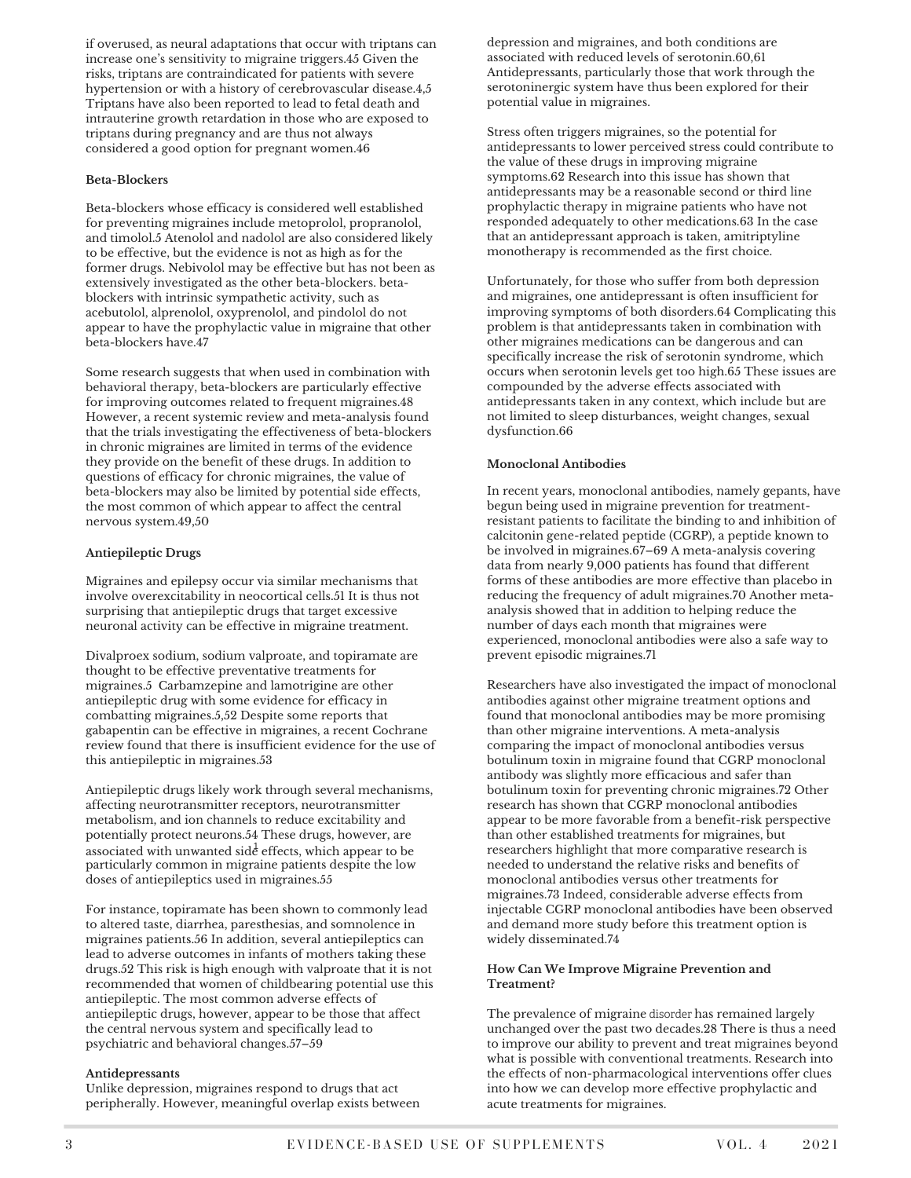if overused, as neural adaptations that occur with triptans can increase one's sensitivity to migraine triggers.[45] Given the risks, triptans are contraindicated for patients with severe hypertension or with a history of cerebrovascular disease.[4,5] Triptans have also been reported to lead to fetal death and intrauterine growth retardation in those who are exposed to triptans during pregnancy and are thus not always considered a good option for pregnant women.[46]

**Beta-Blockers**

Beta-blockers whose efficacy is considered well established for preventing migraines include metoprolol, propranolol, and timolol.[5] Atenolol and nadolol are also considered likely to be effective, but the evidence is not as high as for the former drugs. Nebivolol may be effective but has not been as extensively investigated as the other beta-blockers. beta-blockers with intrinsic sympathetic activity, such as acebutolol, alprenolol, oxyprenolol, and pindolol do not appear to have the prophylactic value in migraine that other beta-blockers have.[47]

Some research suggests that when used in combination with behavioral therapy, beta-blockers are particularly effective for improving outcomes related to frequent migraines.[48] However, a recent systemic review and meta-analysis found that the trials investigating the effectiveness of beta-blockers in chronic migraines are limited in terms of the evidence they provide on the benefit of these drugs. In addition to questions of efficacy for chronic migraines, the value of beta-blockers may also be limited by potential side effects, the most common of which appear to affect the central nervous system.[49,50]

**Antiepileptic Drugs**

Migraines and epilepsy occur via similar mechanisms that involve overexcitability in neocortical cells.[51] It is thus not surprising that antiepileptic drugs that target excessive neuronal activity can be effective in migraine treatment.

Divalproex sodium, sodium valproate, and topiramate are thought to be effective preventative treatments for migraines.[5] Carbamzepine and lamotrigine are other antiepileptic drug with some evidence for efficacy in combatting migraines.[5,52] Despite some reports that gabapentin can be effective in migraines, a recent Cochrane review found that there is insufficient evidence for the use of this antiepileptic in migraines.[53]

Antiepileptic drugs likely work through several mechanisms, affecting neurotransmitter receptors, neurotransmitter metabolism, and ion channels to reduce excitability and potentially protect neurons.[54] These drugs, however, are associated with unwanted side effects, which appear to be particularly common in migraine patients despite the low doses of antiepileptics used in migraines.[55]

For instance, topiramate has been shown to commonly lead to altered taste, diarrhea, paresthesias, and somnolence in migraines patients.[56] In addition, several antiepileptics can lead to adverse outcomes in infants of mothers taking these drugs.[52] This risk is high enough with valproate that it is not recommended that women of childbearing potential use this antiepileptic. The most common adverse effects of antiepileptic drugs, however, appear to be those that affect the central nervous system and specifically lead to psychiatric and behavioral changes.[57–59]

**Antidepressants**

Unlike depression, migraines respond to drugs that act peripherally. However, meaningful overlap exists between depression and migraines, and both conditions are associated with reduced levels of serotonin.[60,61] Antidepressants, particularly those that work through the serotoninergic system have thus been explored for their potential value in migraines.

Stress often triggers migraines, so the potential for antidepressants to lower perceived stress could contribute to the value of these drugs in improving migraine symptoms.[62] Research into this issue has shown that antidepressants may be a reasonable second or third line prophylactic therapy in migraine patients who have not responded adequately to other medications.[63] In the case that an antidepressant approach is taken, amitriptyline monotherapy is recommended as the first choice.

Unfortunately, for those who suffer from both depression and migraines, one antidepressant is often insufficient for improving symptoms of both disorders.[64] Complicating this problem is that antidepressants taken in combination with other migraines medications can be dangerous and can specifically increase the risk of serotonin syndrome, which occurs when serotonin levels get too high.[65] These issues are compounded by the adverse effects associated with antidepressants taken in any context, which include but are not limited to sleep disturbances, weight changes, sexual dysfunction.[66]

**Monoclonal Antibodies**

In recent years, monoclonal antibodies, namely gepants, have begun being used in migraine prevention for treatment-resistant patients to facilitate the binding to and inhibition of calcitonin gene-related peptide (CGRP), a peptide known to be involved in migraines.[67–69] A meta-analysis covering data from nearly 9,000 patients has found that different forms of these antibodies are more effective than placebo in reducing the frequency of adult migraines.[70] Another meta-analysis showed that in addition to helping reduce the number of days each month that migraines were experienced, monoclonal antibodies were also a safe way to prevent episodic migraines.[71]

Researchers have also investigated the impact of monoclonal antibodies against other migraine treatment options and found that monoclonal antibodies may be more promising than other migraine interventions. A meta-analysis comparing the impact of monoclonal antibodies versus botulinum toxin in migraine found that CGRP monoclonal antibody was slightly more efficacious and safer than botulinum toxin for preventing chronic migraines.[72] Other research has shown that CGRP monoclonal antibodies appear to be more favorable from a benefit-risk perspective than other established treatments for migraines, but researchers highlight that more comparative research is needed to understand the relative risks and benefits of monoclonal antibodies versus other treatments for migraines.[73] Indeed, considerable adverse effects from injectable CGRP monoclonal antibodies have been observed and demand more study before this treatment option is widely disseminated.[74]

**How Can We Improve Migraine Prevention and Treatment?**

The prevalence of migraine disorder has remained largely unchanged over the past two decades.[28] There is thus a need to improve our ability to prevent and treat migraines beyond what is possible with conventional treatments. Research into the effects of non-pharmacological interventions offer clues into how we can develop more effective prophylactic and acute treatments for migraines.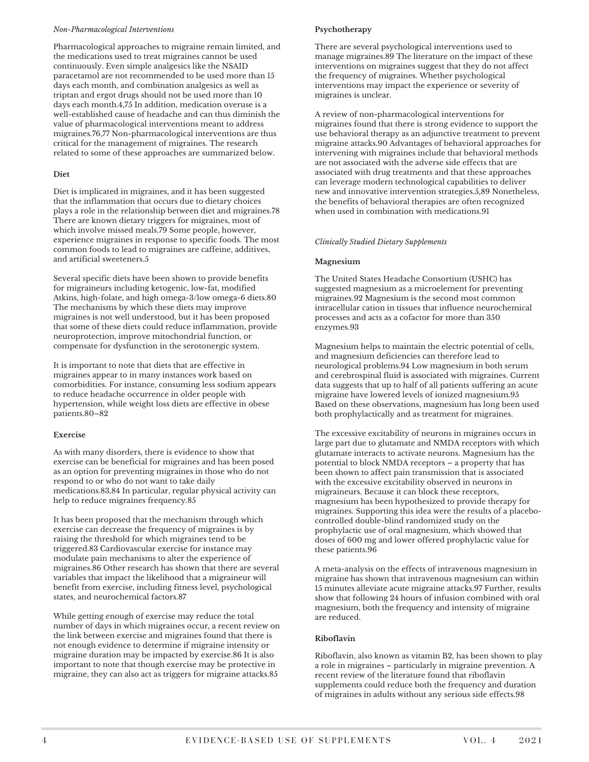*Non-Pharmacological Interventions*

Pharmacological approaches to migraine remain limited, and the medications used to treat migraines cannot be used continuously. Even simple analgesics like the NSAID paracetamol are not recommended to be used more than 15 days each month, and combination analgesics as well as triptan and ergot drugs should not be used more than 10 days each month.[4,75] In addition, medication overuse is a well-established cause of headache and can thus diminish the value of pharmacological interventions meant to address migraines.[76,77] Non-pharmacological interventions are thus critical for the management of migraines. The research related to some of these approaches are summarized below.

**Diet**

Diet is implicated in migraines, and it has been suggested that the inflammation that occurs due to dietary choices plays a role in the relationship between diet and migraines.[78] There are known dietary triggers for migraines, most of which involve missed meals.[79] Some people, however, experience migraines in response to specific foods. The most common foods to lead to migraines are caffeine, additives, and artificial sweeteners.[5]

Several specific diets have been shown to provide benefits for migraineurs including ketogenic, low-fat, modified Atkins, high-folate, and high omega-3/low omega-6 diets.[80] The mechanisms by which these diets may improve migraines is not well understood, but it has been proposed that some of these diets could reduce inflammation, provide neuroprotection, improve mitochondrial function, or compensate for dysfunction in the serotonergic system.

It is important to note that diets that are effective in migraines appear to in many instances work based on comorbidities. For instance, consuming less sodium appears to reduce headache occurrence in older people with hypertension, while weight loss diets are effective in obese patients.[80–82]

**Exercise**

As with many disorders, there is evidence to show that exercise can be beneficial for migraines and has been posed as an option for preventing migraines in those who do not respond to or who do not want to take daily medications.[83,84] In particular, regular physical activity can help to reduce migraines frequency.[85]

It has been proposed that the mechanism through which exercise can decrease the frequency of migraines is by raising the threshold for which migraines tend to be triggered.[83] Cardiovascular exercise for instance may modulate pain mechanisms to alter the experience of migraines.[86] Other research has shown that there are several variables that impact the likelihood that a migraineur will benefit from exercise, including fitness level, psychological states, and neurochemical factors.[87]

While getting enough of exercise may reduce the total number of days in which migraines occur, a recent review on the link between exercise and migraines found that there is not enough evidence to determine if migraine intensity or migraine duration may be impacted by exercise.[86] It is also important to note that though exercise may be protective in migraine, they can also act as triggers for migraine attacks.[85]

**Psychotherapy**

There are several psychological interventions used to manage migraines.[89] The literature on the impact of these interventions on migraines suggest that they do not affect the frequency of migraines. Whether psychological interventions may impact the experience or severity of migraines is unclear.

A review of non-pharmacological interventions for migraines found that there is strong evidence to support the use behavioral therapy as an adjunctive treatment to prevent migraine attacks.[90] Advantages of behavioral approaches for intervening with migraines include that behavioral methods are not associated with the adverse side effects that are associated with drug treatments and that these approaches can leverage modern technological capabilities to deliver new and innovative intervention strategies.[5,89] Nonetheless, the benefits of behavioral therapies are often recognized when used in combination with medications.[91]

*Clinically Studied Dietary Supplements*

**Magnesium**

The United States Headache Consortium (USHC) has suggested magnesium as a microelement for preventing migraines.[92] Magnesium is the second most common intracellular cation in tissues that influence neurochemical processes and acts as a cofactor for more than 350 enzymes.[93]

Magnesium helps to maintain the electric potential of cells, and magnesium deficiencies can therefore lead to neurological problems.[94] Low magnesium in both serum and cerebrospinal fluid is associated with migraines. Current data suggests that up to half of all patients suffering an acute migraine have lowered levels of ionized magnesium.[95] Based on these observations, magnesium has long been used both prophylactically and as treatment for migraines.

The excessive excitability of neurons in migraines occurs in large part due to glutamate and NMDA receptors with which glutamate interacts to activate neurons. Magnesium has the potential to block NMDA receptors – a property that has been shown to affect pain transmission that is associated with the excessive excitability observed in neurons in migraineurs. Because it can block these receptors, magnesium has been hypothesized to provide therapy for migraines. Supporting this idea were the results of a placebo-controlled double-blind randomized study on the prophylactic use of oral magnesium, which showed that doses of 600 mg and lower offered prophylactic value for these patients.[96]

A meta-analysis on the effects of intravenous magnesium in migraine has shown that intravenous magnesium can within 15 minutes alleviate acute migraine attacks.[97] Further, results show that following 24 hours of infusion combined with oral magnesium, both the frequency and intensity of migraine are reduced.

**Riboflavin**

Riboflavin, also known as vitamin B2, has been shown to play a role in migraines – particularly in migraine prevention. A recent review of the literature found that riboflavin supplements could reduce both the frequency and duration of migraines in adults without any serious side effects.[98]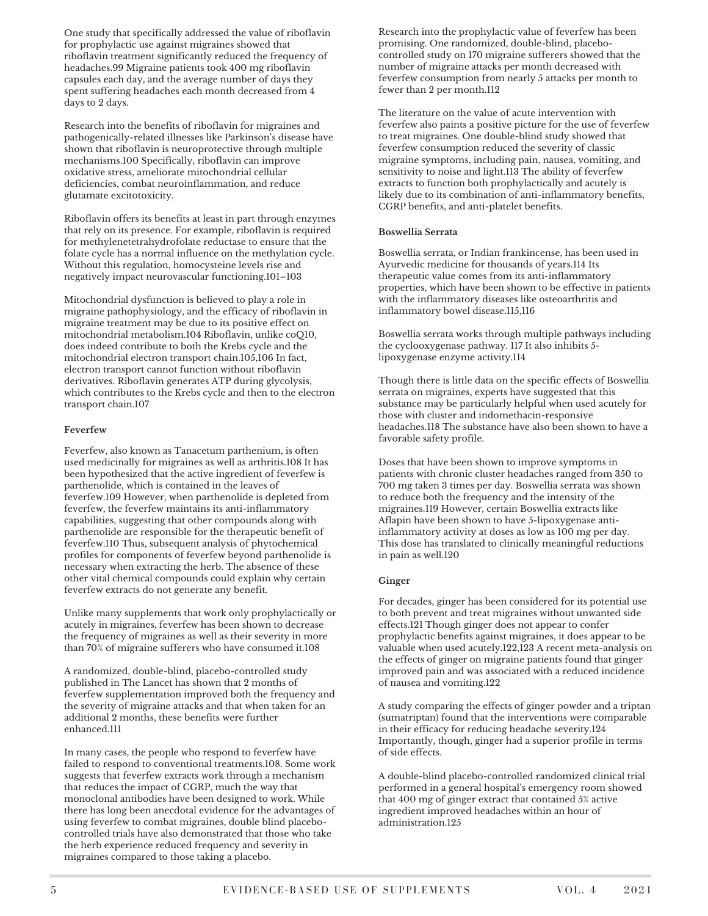One study that specifically addressed the value of riboflavin for prophylactic use against migraines showed that riboflavin treatment significantly reduced the frequency of headaches.[99] Migraine patients took 400 mg riboflavin capsules each day, and the average number of days they spent suffering headaches each month decreased from 4 days to 2 days.

Research into the benefits of riboflavin for migraines and pathogenically-related illnesses like Parkinson's disease have shown that riboflavin is neuroprotective through multiple mechanisms.[100] Specifically, riboflavin can improve oxidative stress, ameliorate mitochondrial cellular deficiencies, combat neuroinflammation, and reduce glutamate excitotoxicity.

Riboflavin offers its benefits at least in part through enzymes that rely on its presence. For example, riboflavin is required for methylenetetrahydrofolate reductase to ensure that the folate cycle has a normal influence on the methylation cycle. Without this regulation, homocysteine levels rise and negatively impact neurovascular functioning.[101–103]

Mitochondrial dysfunction is believed to play a role in migraine pathophysiology, and the efficacy of riboflavin in migraine treatment may be due to its positive effect on mitochondrial metabolism.[104] Riboflavin, unlike coQ10, does indeed contribute to both the Krebs cycle and the mitochondrial electron transport chain.[105,106] In fact, electron transport cannot function without riboflavin derivatives. Riboflavin generates ATP during glycolysis, which contributes to the Krebs cycle and then to the electron transport chain.[107]

**Feverfew**

Feverfew, also known as Tanacetum parthenium, is often used medicinally for migraines as well as arthritis.[108] It has been hypothesized that the active ingredient of feverfew is parthenolide, which is contained in the leaves of feverfew.[109] However, when parthenolide is depleted from feverfew, the feverfew maintains its anti-inflammatory capabilities, suggesting that other compounds along with parthenolide are responsible for the therapeutic benefit of feverfew.[110] Thus, subsequent analysis of phytochemical profiles for components of feverfew beyond parthenolide is necessary when extracting the herb. The absence of these other vital chemical compounds could explain why certain feverfew extracts do not generate any benefit.

Unlike many supplements that work only prophylactically or acutely in migraines, feverfew has been shown to decrease the frequency of migraines as well as their severity in more than 70% of migraine sufferers who have consumed it.[108]

A randomized, double-blind, placebo-controlled study published in The Lancet has shown that 2 months of feverfew supplementation improved both the frequency and the severity of migraine attacks and that when taken for an additional 2 months, these benefits were further enhanced.[111]

In many cases, the people who respond to feverfew have failed to respond to conventional treatments.[108]. Some work suggests that feverfew extracts work through a mechanism that reduces the impact of CGRP, much the way that monoclonal antibodies have been designed to work. While there has long been anecdotal evidence for the advantages of using feverfew to combat migraines, double blind placebo-controlled trials have also demonstrated that those who take the herb experience reduced frequency and severity in migraines compared to those taking a placebo.

Research into the prophylactic value of feverfew has been promising. One randomized, double-blind, placebo-controlled study on 170 migraine sufferers showed that the number of migraine attacks per month decreased with feverfew consumption from nearly 5 attacks per month to fewer than 2 per month.[112]

The literature on the value of acute intervention with feverfew also paints a positive picture for the use of feverfew to treat migraines. One double-blind study showed that feverfew consumption reduced the severity of classic migraine symptoms, including pain, nausea, vomiting, and sensitivity to noise and light.[113] The ability of feverfew extracts to function both prophylactically and acutely is likely due to its combination of anti-inflammatory benefits, CGRP benefits, and anti-platelet benefits.

**Boswellia Serrata**

Boswellia serrata, or Indian frankincense, has been used in Ayurvedic medicine for thousands of years.[114] Its therapeutic value comes from its anti-inflammatory properties, which have been shown to be effective in patients with the inflammatory diseases like osteoarthritis and inflammatory bowel disease.[115,116]

Boswellia serrata works through multiple pathways including the cyclooxygenase pathway. [117] It also inhibits 5-lipoxygenase enzyme activity.[114]

Though there is little data on the specific effects of Boswellia serrata on migraines, experts have suggested that this substance may be particularly helpful when used acutely for those with cluster and indomethacin-responsive headaches.[118] The substance have also been shown to have a favorable safety profile.

Doses that have been shown to improve symptoms in patients with chronic cluster headaches ranged from 350 to 700 mg taken 3 times per day. Boswellia serrata was shown to reduce both the frequency and the intensity of the migraines.[119] However, certain Boswellia extracts like Aflapin have been shown to have 5-lipoxygenase anti-inflammatory activity at doses as low as 100 mg per day. This dose has translated to clinically meaningful reductions in pain as well.[120]

**Ginger**

For decades, ginger has been considered for its potential use to both prevent and treat migraines without unwanted side effects.[121] Though ginger does not appear to confer prophylactic benefits against migraines, it does appear to be valuable when used acutely.[122,123] A recent meta-analysis on the effects of ginger on migraine patients found that ginger improved pain and was associated with a reduced incidence of nausea and vomiting.[122]

A study comparing the effects of ginger powder and a triptan (sumatriptan) found that the interventions were comparable in their efficacy for reducing headache severity.[124] Importantly, though, ginger had a superior profile in terms of side effects.

A double-blind placebo-controlled randomized clinical trial performed in a general hospital's emergency room showed that 400 mg of ginger extract that contained 5% active ingredient improved headaches within an hour of administration.[125]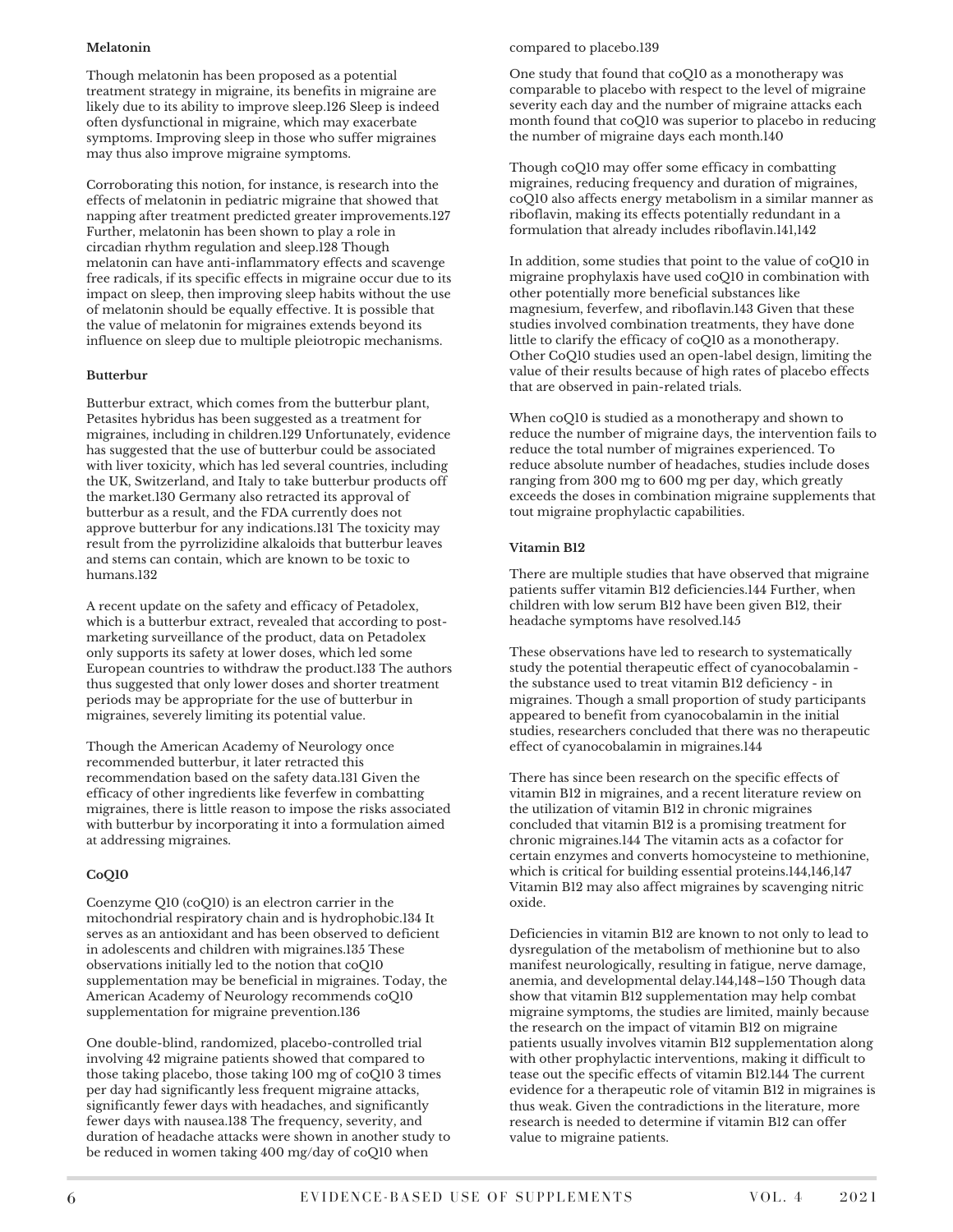### Melatonin

Though melatonin has been proposed as a potential treatment strategy in migraine, its benefits in migraine are likely due to its ability to improve sleep.[126] Sleep is indeed often dysfunctional in migraine, which may exacerbate symptoms. Improving sleep in those who suffer migraines may thus also improve migraine symptoms.

Corroborating this notion, for instance, is research into the effects of melatonin in pediatric migraine that showed that napping after treatment predicted greater improvements.[127] Further, melatonin has been shown to play a role in circadian rhythm regulation and sleep.[128] Though melatonin can have anti-inflammatory effects and scavenge free radicals, if its specific effects in migraine occur due to its impact on sleep, then improving sleep habits without the use of melatonin should be equally effective. It is possible that the value of melatonin for migraines extends beyond its influence on sleep due to multiple pleiotropic mechanisms.

### Butterbur

Butterbur extract, which comes from the butterbur plant, Petasites hybridus has been suggested as a treatment for migraines, including in children.[129] Unfortunately, evidence has suggested that the use of butterbur could be associated with liver toxicity, which has led several countries, including the UK, Switzerland, and Italy to take butterbur products off the market.[130] Germany also retracted its approval of butterbur as a result, and the FDA currently does not approve butterbur for any indications.[131] The toxicity may result from the pyrrolizidine alkaloids that butterbur leaves and stems can contain, which are known to be toxic to humans.[132]

A recent update on the safety and efficacy of Petadolex, which is a butterbur extract, revealed that according to post-marketing surveillance of the product, data on Petadolex only supports its safety at lower doses, which led some European countries to withdraw the product.[133] The authors thus suggested that only lower doses and shorter treatment periods may be appropriate for the use of butterbur in migraines, severely limiting its potential value.

Though the American Academy of Neurology once recommended butterbur, it later retracted this recommendation based on the safety data.[131] Given the efficacy of other ingredients like feverfew in combatting migraines, there is little reason to impose the risks associated with butterbur by incorporating it into a formulation aimed at addressing migraines.

### CoQ10

Coenzyme Q10 (coQ10) is an electron carrier in the mitochondrial respiratory chain and is hydrophobic.[134] It serves as an antioxidant and has been observed to deficient in adolescents and children with migraines.[135] These observations initially led to the notion that coQ10 supplementation may be beneficial in migraines. Today, the American Academy of Neurology recommends coQ10 supplementation for migraine prevention.[136]

One double-blind, randomized, placebo-controlled trial involving 42 migraine patients showed that compared to those taking placebo, those taking 100 mg of coQ10 3 times per day had significantly less frequent migraine attacks, significantly fewer days with headaches, and significantly fewer days with nausea.[138] The frequency, severity, and duration of headache attacks were shown in another study to be reduced in women taking 400 mg/day of coQ10 when compared to placebo.[139]

One study that found that coQ10 as a monotherapy was comparable to placebo with respect to the level of migraine severity each day and the number of migraine attacks each month found that coQ10 was superior to placebo in reducing the number of migraine days each month.[140]

Though coQ10 may offer some efficacy in combatting migraines, reducing frequency and duration of migraines, coQ10 also affects energy metabolism in a similar manner as riboflavin, making its effects potentially redundant in a formulation that already includes riboflavin.[141,142]

In addition, some studies that point to the value of coQ10 in migraine prophylaxis have used coQ10 in combination with other potentially more beneficial substances like magnesium, feverfew, and riboflavin.[143] Given that these studies involved combination treatments, they have done little to clarify the efficacy of coQ10 as a monotherapy. Other CoQ10 studies used an open-label design, limiting the value of their results because of high rates of placebo effects that are observed in pain-related trials.

When coQ10 is studied as a monotherapy and shown to reduce the number of migraine days, the intervention fails to reduce the total number of migraines experienced. To reduce absolute number of headaches, studies include doses ranging from 300 mg to 600 mg per day, which greatly exceeds the doses in combination migraine supplements that tout migraine prophylactic capabilities.

### Vitamin B12

There are multiple studies that have observed that migraine patients suffer vitamin B12 deficiencies.[144] Further, when children with low serum B12 have been given B12, their headache symptoms have resolved.[145]

These observations have led to research to systematically study the potential therapeutic effect of cyanocobalamin - the substance used to treat vitamin B12 deficiency - in migraines. Though a small proportion of study participants appeared to benefit from cyanocobalamin in the initial studies, researchers concluded that there was no therapeutic effect of cyanocobalamin in migraines.[144]

There has since been research on the specific effects of vitamin B12 in migraines, and a recent literature review on the utilization of vitamin B12 in chronic migraines concluded that vitamin B12 is a promising treatment for chronic migraines.[144] The vitamin acts as a cofactor for certain enzymes and converts homocysteine to methionine, which is critical for building essential proteins.[144,146,147] Vitamin B12 may also affect migraines by scavenging nitric oxide.

Deficiencies in vitamin B12 are known to not only to lead to dysregulation of the metabolism of methionine but to also manifest neurologically, resulting in fatigue, nerve damage, anemia, and developmental delay.[144,148–150] Though data show that vitamin B12 supplementation may help combat migraine symptoms, the studies are limited, mainly because the research on the impact of vitamin B12 on migraine patients usually involves vitamin B12 supplementation along with other prophylactic interventions, making it difficult to tease out the specific effects of vitamin B12.[144] The current evidence for a therapeutic role of vitamin B12 in migraines is thus weak. Given the contradictions in the literature, more research is needed to determine if vitamin B12 can offer value to migraine patients.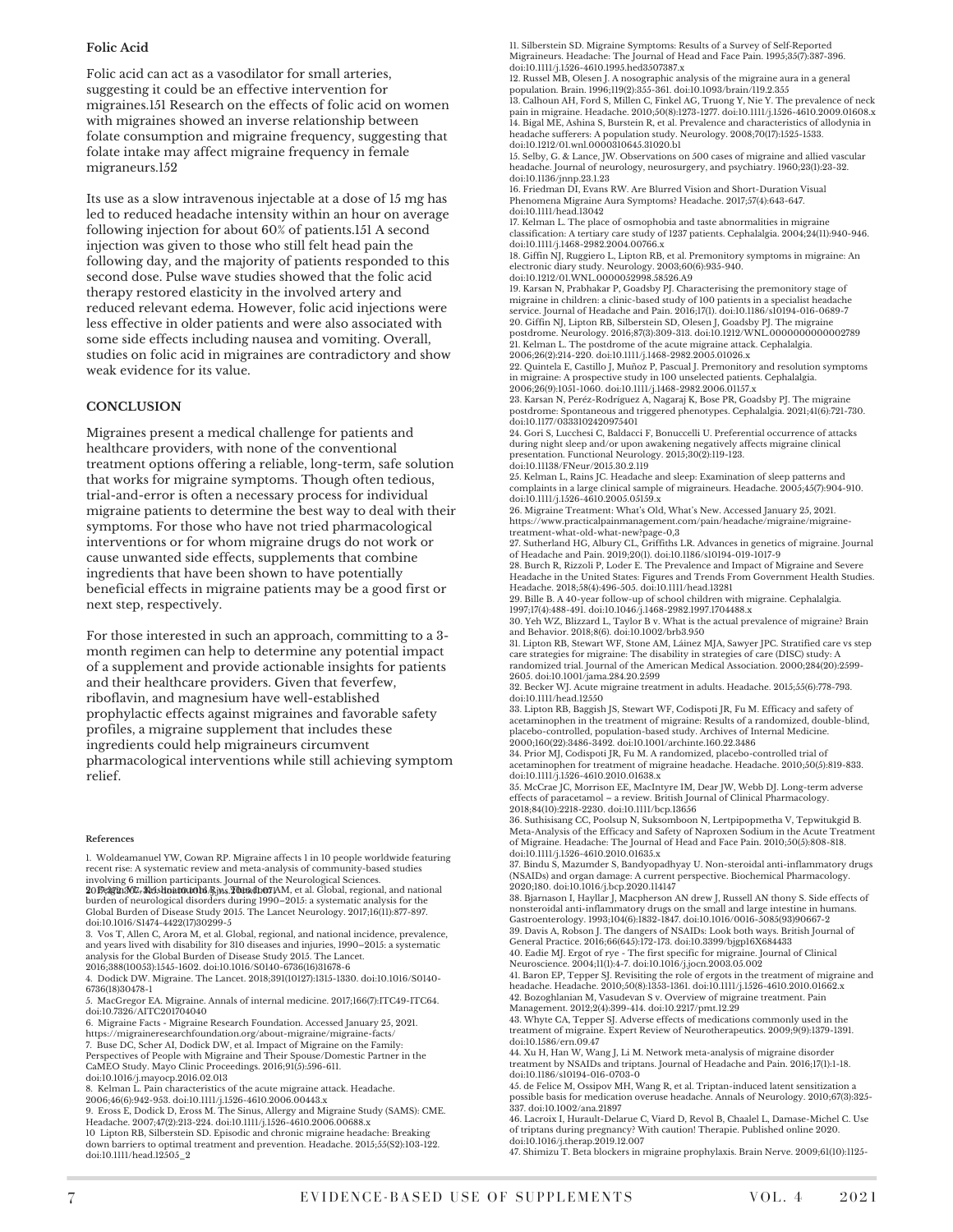**Folic Acid**

Folic acid can act as a vasodilator for small arteries, suggesting it could be an effective intervention for migraines.[151] Research on the effects of folic acid on women with migraines showed an inverse relationship between folate consumption and migraine frequency, suggesting that folate intake may affect migraine frequency in female migraneurs.[152]

Its use as a slow intravenous injectable at a dose of 15 mg has led to reduced headache intensity within an hour on average following injection for about 60% of patients.[151] A second injection was given to those who still felt head pain the following day, and the majority of patients responded to this second dose. Pulse wave studies showed that the folic acid therapy restored elasticity in the involved artery and reduced relevant edema. However, folic acid injections were less effective in older patients and were also associated with some side effects including nausea and vomiting. Overall, studies on folic acid in migraines are contradictory and show weak evidence for its value.

**CONCLUSION**

Migraines present a medical challenge for patients and healthcare providers, with none of the conventional treatment options offering a reliable, long-term, safe solution that works for migraine symptoms. Though often tedious, trial-and-error is often a necessary process for individual migraine patients to determine the best way to deal with their symptoms. For those who have not tried pharmacological interventions or for whom migraine drugs do not work or cause unwanted side effects, supplements that combine ingredients that have been shown to have potentially beneficial effects in migraine patients may be a good first or next step, respectively.

For those interested in such an approach, committing to a 3-month regimen can help to determine any potential impact of a supplement and provide actionable insights for patients and their healthcare providers. Given that feverfew, riboflavin, and magnesium have well-established prophylactic effects against migraines and favorable safety profiles, a migraine supplement that includes these ingredients could help migraineurs circumvent pharmacological interventions while still achieving symptom relief.

**References**

1. Woldeamanuel YW, Cowan RP. Migraine affects 1 in 10 people worldwide featuring recent rise: A systematic review and meta-analysis of community-based studies involving 6 million participants. Journal of the Neurological Sciences. 2017;372:307-315. doi:10.1016/j.jns.2016.11.071
2. Feigin VL, Abajobir AA, Abate KH, Abd-Allah F, Abdulle AM, et al. Global, regional, and national burden of neurological disorders during 1990–2015: a systematic analysis for the Global Burden of Disease Study 2015. The Lancet Neurology. 2017;16(11):877-897. doi:10.1016/S1474-4422(17)30299-5
3. Vos T, Allen C, Arora M, et al. Global, regional, and national incidence, prevalence, and years lived with disability for 310 diseases and injuries, 1990–2015: a systematic analysis for the Global Burden of Disease Study 2015. The Lancet. 2016;388(10053):1545-1602. doi:10.1016/S0140-6736(16)31678-6
4. Dodick DW. Migraine. The Lancet. 2018;391(10127):1315-1330. doi:10.1016/S0140-6736(18)30478-1
5. MacGregor EA. Migraine. Annals of internal medicine. 2017;166(7):ITC49-ITC64. doi:10.7326/AITC201704040
6. Migraine Facts - Migraine Research Foundation. Accessed January 25, 2021. https://migraineresearchfoundation.org/about-migraine/migraine-facts/
7. Buse DC, Scher AI, Dodick DW, et al. Impact of Migraine on the Family: Perspectives of People with Migraine and Their Spouse/Domestic Partner in the CaMEO Study. Mayo Clinic Proceedings. 2016;91(5):596-611. doi:10.1016/j.mayocp.2016.02.013
8. Kelman L. Pain characteristics of the acute migraine attack. Headache. 2006;46(6):942-953. doi:10.1111/j.1526-4610.2006.00443.x
9. Eross E, Dodick D, Eross M. The Sinus, Allergy and Migraine Study (SAMS): CME. Headache. 2007;47(2):213-224. doi:10.1111/j.1526-4610.2006.00688.x
10. Lipton RB, Silberstein SD. Episodic and chronic migraine headache: Breaking down barriers to optimal treatment and prevention. Headache. 2015;55(S2):103-122. doi:10.1111/head.12505_2
11. Silberstein SD. Migraine Symptoms: Results of a Survey of Self-Reported Migraineurs. Headache: The Journal of Head and Face Pain. 1995;35(7):387-396. doi:10.1111/j.1526-4610.1995.hed3507387.x
12. Russel MB, Olesen J. A nosographic analysis of the migraine aura in a general population. Brain. 1996;119(2):355-361. doi:10.1093/brain/119.2.355
13. Calhoun AH, Ford S, Millen C, Finkel AG, Truong Y, Nie Y. The prevalence of neck pain in migraine. Headache. 2010;50(8):1273-1277. doi:10.1111/j.1526-4610.2009.01608.x
14. Bigal ME, Ashina S, Burstein R, et al. Prevalence and characteristics of allodynia in headache sufferers: A population study. Neurology. 2008;70(17):1525-1533. doi:10.1212/01.wnl.0000310645.31020.b1
15. Selby, G. & Lance, JW. Observations on 500 cases of migraine and allied vascular headache. Journal of neurology, neurosurgery, and psychiatry. 1960;23(1):23-32. doi:10.1136/jnnp.23.1.23
16. Friedman DI, Evans RW. Are Blurred Vision and Short-Duration Visual Phenomena Migraine Aura Symptoms? Headache. 2017;57(4):643-647. doi:10.1111/head.13042
17. Kelman L. The place of osmophobia and taste abnormalities in migraine classification: A tertiary care study of 1237 patients. Cephalalgia. 2004;24(11):940-946. doi:10.1111/j.1468-2982.2004.00766.x
18. Giffin NJ, Ruggiero L, Lipton RB, et al. Premonitory symptoms in migraine: An electronic diary study. Neurology. 2003;60(6):935-940. doi:10.1212/01.WNL.0000052998.58526.A9
19. Karsan N, Prabhakar P, Goadsby PJ. Characterising the premonitory stage of migraine in children: a clinic-based study of 100 patients in a specialist headache service. Journal of Headache and Pain. 2016;17(1). doi:10.1186/s10194-016-0689-7
20. Giffin NJ, Lipton RB, Silberstein SD, Olesen J, Goadsby PJ. The migraine postdrome. Neurology. 2016;87(3):309-313. doi:10.1212/WNL.0000000000002789
21. Kelman L. The postdrome of the acute migraine attack. Cephalalgia. 2006;26(2):214-220. doi:10.1111/j.1468-2982.2005.01026.x
22. Quintela E, Castillo J, Muñoz P, Pascual J. Premonitory and resolution symptoms in migraine: A prospective study in 100 unselected patients. Cephalalgia. 2006;26(9):1051-1060. doi:10.1111/j.1468-2982.2006.01157.x
23. Karsan N, Peréz-Rodríguez A, Nagaraj K, Bose PR, Goadsby PJ. The migraine postdrome: Spontaneous and triggered phenotypes. Cephalalgia. 2021;41(6):721-730. doi:10.1177/0333102420975401
24. Gori S, Lucchesi C, Baldacci F, Bonuccelli U. Preferential occurrence of attacks during night sleep and/or upon awakening negatively affects migraine clinical presentation. Functional Neurology. 2015;30(2):119-123. doi:10.11138/FNeur/2015.30.2.119
25. Kelman L, Rains JC. Headache and sleep: Examination of sleep patterns and complaints in a large clinical sample of migraineurs. Headache. 2005;45(7):904-910. doi:10.1111/j.1526-4610.2005.05159.x
26. Migraine Treatment: What's Old, What's New. Accessed January 25, 2021. https://www.practicalpainmanagement.com/pain/headache/migraine/migraine-treatment-what-old-what-new?page=0,3
27. Sutherland HG, Albury CL, Griffiths LR. Advances in genetics of migraine. Journal of Headache and Pain. 2019;20(1). doi:10.1186/s10194-019-1017-9
28. Burch R, Rizzoli P, Loder E. The Prevalence and Impact of Migraine and Severe Headache in the United States: Figures and Trends From Government Health Studies. Headache. 2018;58(4):496-505. doi:10.1111/head.13281
29. Bille B. A 40-year follow-up of school children with migraine. Cephalalgia. 1997;17(4):488-491. doi:10.1046/j.1468-2982.1997.1704488.x
30. Yeh WZ, Blizzard L, Taylor B v. What is the actual prevalence of migraine? Brain and Behavior. 2018;8(6). doi:10.1002/brb3.950
31. Lipton RB, Stewart WF, Stone AM, Láinez MJA, Sawyer JPC. Stratified care vs step care strategies for migraine: The disability in strategies of care (DISC) study: A randomized trial. Journal of the American Medical Association. 2000;284(20):2599-2605. doi:10.1001/jama.284.20.2599
32. Becker WJ. Acute migraine treatment in adults. Headache. 2015;55(6):778-793. doi:10.1111/head.12550
33. Lipton RB, Baggish JS, Stewart WF, Codispoti JR, Fu M. Efficacy and safety of acetaminophen in the treatment of migraine: Results of a randomized, double-blind, placebo-controlled, population-based study. Archives of Internal Medicine. 2000;160(22):3486-3492. doi:10.1001/archinte.160.22.3486
34. Prior MJ, Codispoti JR, Fu M. A randomized, placebo-controlled trial of acetaminophen for treatment of migraine headache. Headache. 2010;50(5):819-833. doi:10.1111/j.1526-4610.2010.01638.x
35. McCrae JC, Morrison EE, MacIntyre IM, Dear JW, Webb DJ. Long-term adverse effects of paracetamol – a review. British Journal of Clinical Pharmacology. 2018;84(10):2218-2230. doi:10.1111/bcp.13656
36. Suthisisang CC, Poolsup N, Suksomboon N, Lertpipopmetha V, Tepwitukgid B. Meta-Analysis of the Efficacy and Safety of Naproxen Sodium in the Acute Treatment of Migraine. Headache: The Journal of Head and Face Pain. 2010;50(5):808-818. doi:10.1111/j.1526-4610.2010.01635.x
37. Bindu S, Mazumder S, Bandyopadhyay U. Non-steroidal anti-inflammatory drugs (NSAIDs) and organ damage: A current perspective. Biochemical Pharmacology. 2020;180. doi:10.1016/j.bcp.2020.114147
38. Bjarnason I, Hayllar J, Macpherson AN drew J, Russell AN thony S. Side effects of nonsteroidal anti-inflammatory drugs on the small and large intestine in humans. Gastroenterology. 1993;104(6):1832-1847. doi:10.1016/0016-5085(93)90667-2
39. Davis A, Robson J. The dangers of NSAIDs: Look both ways. British Journal of General Practice. 2016;66(645):172-173. doi:10.3399/bjgp16X684433
40. Eadie MJ. Ergot of rye - The first specific for migraine. Journal of Clinical Neuroscience. 2004;11(1):4-7. doi:10.1016/j.jocn.2003.05.002
41. Baron EP, Tepper SJ. Revisiting the role of ergots in the treatment of migraine and headache. Headache. 2010;50(8):1353-1361. doi:10.1111/j.1526-4610.2010.01662.x
42. Bozoghlanian M, Vasudevan S v. Overview of migraine treatment. Pain Management. 2012;2(4):399-414. doi:10.2217/pmt.12.29
43. Whyte CA, Tepper SJ. Adverse effects of medications commonly used in the treatment of migraine. Expert Review of Neurotherapeutics. 2009;9(9):1379-1391. doi:10.1586/ern.09.47
44. Xu H, Han W, Wang J, Li M. Network meta-analysis of migraine disorder treatment by NSAIDs and triptans. Journal of Headache and Pain. 2016;17(1):1-18. doi:10.1186/s10194-016-0703-0
45. de Felice M, Ossipov MH, Wang R, et al. Triptan-induced latent sensitization: A possible basis for medication overuse headache. Annals of Neurology. 2010;67(3):325-337. doi:10.1002/ana.21897
46. Lacroix I, Hurault-Delarue C, Viard D, Revol B, Chaalel L, Damase-Michel C. Use of triptans during pregnancy? With caution! Therapie. Published online 2020. doi:10.1016/j.therap.2019.12.007
47. Shimizu T. Beta blockers in migraine prophylaxis. Brain Nerve. 2009;61(10):1125-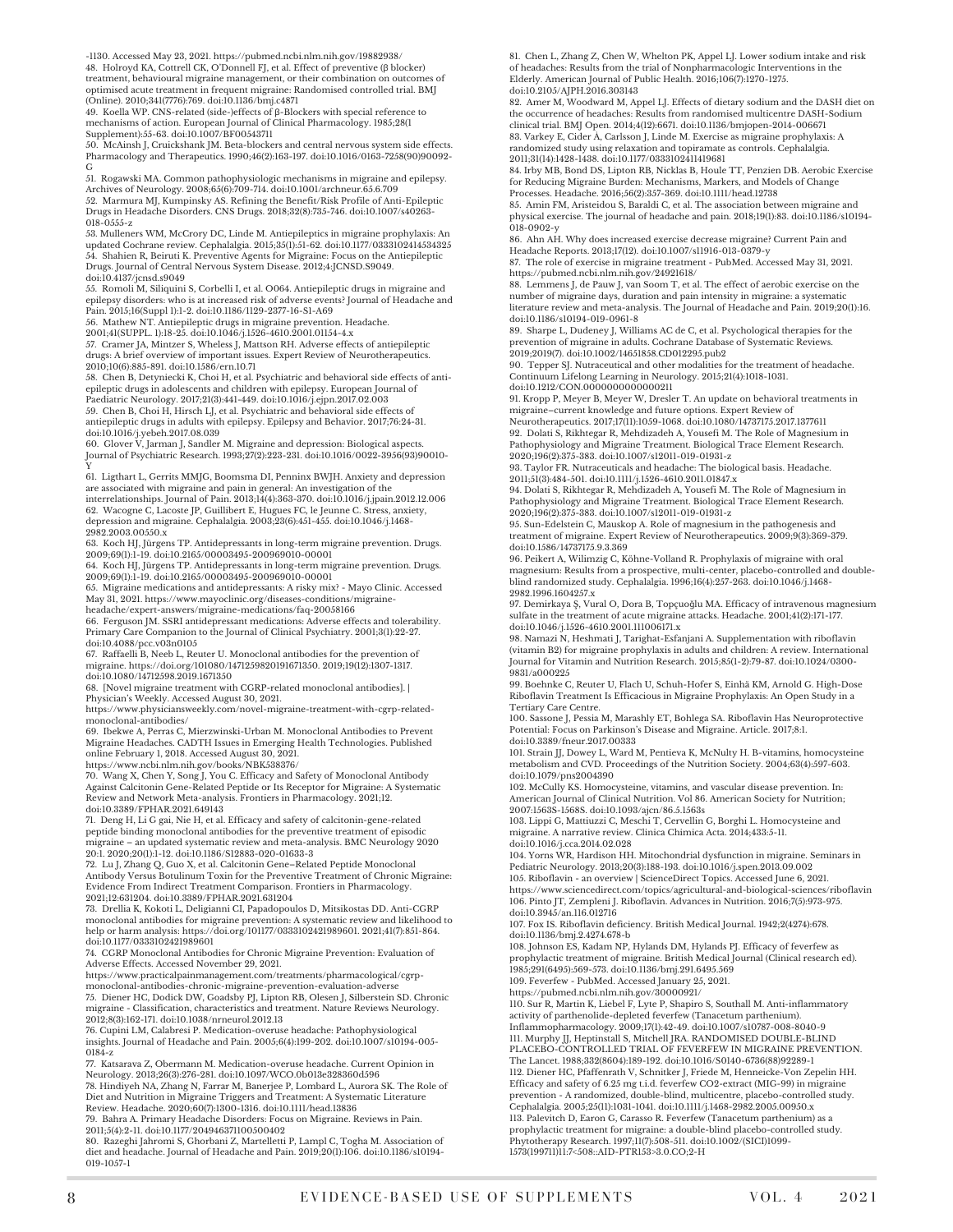-1130. Accessed May 23, 2021. https://pubmed.ncbi.nlm.nih.gov/19882938/

48. Holroyd KA, Cottrell CK, O'Donnell FJ, et al. Effect of preventive (β blocker) treatment, behavioural migraine management, or their combination on outcomes of optimised acute treatment in frequent migraine: Randomised controlled trial. BMJ (Online). 2010;341(7776):769. doi:10.1136/bmj.c4871

49. Koella WP. CNS-related (side-)effects of β-Blockers with special reference to mechanisms of action. European Journal of Clinical Pharmacology. 1985;28(1 Supplement):55-63. doi:10.1007/BF00543711

50. McAinsh J, Cruickshank JM. Beta-blockers and central nervous system side effects. Pharmacology and Therapeutics. 1990;46(2):163-197. doi:10.1016/0163-7258(90)90092-G

51. Rogawski MA. Common pathophysiologic mechanisms in migraine and epilepsy. Archives of Neurology. 2008;65(6):709-714. doi:10.1001/archneur.65.6.709

52. Marmura MJ, Kumpinsky AS. Refining the Benefit/Risk Profile of Anti-Epileptic Drugs in Headache Disorders. CNS Drugs. 2018;32(8):735-746. doi:10.1007/s40263-018-0555-z

53. Mulleners WM, McCrory DC, Linde M. Antiepileptics in migraine prophylaxis: An updated Cochrane review. Cephalalgia. 2015;35(1):51-62. doi:10.1177/0333102414534325

54. Shahien R, Beiruti K. Preventive Agents for Migraine: Focus on the Antiepileptic Drugs. Journal of Central Nervous System Disease. 2012;4:JCNSD.S9049. doi:10.4137/jcnsd.s9049

55. Romoli M, Siliquini S, Corbelli I, et al. O064. Antiepileptic drugs in migraine and epilepsy disorders: who is at increased risk of adverse events? Journal of Headache and Pain. 2015;16(Suppl 1):1-2. doi:10.1186/1129-2377-16-S1-A69

56. Mathew NT. Antiepileptic drugs in migraine prevention. Headache. 2001;41(SUPPL. 1):18-25. doi:10.1046/j.1526-4610.2001.01154-4.x

57. Cramer JA, Mintzer S, Wheless J, Mattson RH. Adverse effects of antiepileptic drugs: A brief overview of important issues. Expert Review of Neurotherapeutics. 2010;10(6):885-891. doi:10.1586/ern.10.71

58. Chen B, Detyniecki K, Choi H, et al. Psychiatric and behavioral side effects of anti-epileptic drugs in adolescents and children with epilepsy. European Journal of Paediatric Neurology. 2017;21(3):441-449. doi:10.1016/j.ejpn.2017.02.003

59. Chen B, Choi H, Hirsch LJ, et al. Psychiatric and behavioral side effects of antiepileptic drugs in adults with epilepsy. Epilepsy and Behavior. 2017;76:24-31. doi:10.1016/j.yebeh.2017.08.039

60. Glover V, Jarman J, Sandler M. Migraine and depression: Biological aspects. Journal of Psychiatric Research. 1993;27(2):223-231. doi:10.1016/0022-3956(93)90010-Y

61. Ligthart L, Gerrits MMJG, Boomsma DI, Penninx BWJH. Anxiety and depression are associated with migraine and pain in general: An investigation of the interrelationships. Journal of Pain. 2013;14(4):363-370. doi:10.1016/j.jpain.2012.12.006

62. Wacogne C, Lacoste JP, Guillibert E, Hugues FC, le Jeunne C. Stress, anxiety, depression and migraine. Cephalalgia. 2003;23(6):451-455. doi:10.1046/j.1468-2982.2003.00550.x

63. Koch HJ, Jürgens TP. Antidepressants in long-term migraine prevention. Drugs. 2009;69(1):1-19. doi:10.2165/00003495-200969010-00001

64. Koch HJ, Jürgens TP. Antidepressants in long-term migraine prevention. Drugs. 2009;69(1):1-19. doi:10.2165/00003495-200969010-00001

65. Migraine medications and antidepressants: A risky mix? - Mayo Clinic. Accessed May 31, 2021. https://www.mayoclinic.org/diseases-conditions/migraine-headache/expert-answers/migraine-medications/faq-20058166

66. Ferguson JM. SSRI antidepressant medications: Adverse effects and tolerability. Primary Care Companion to the Journal of Clinical Psychiatry. 2001;3(1):22-27. doi:10.4088/pcc.v03n0105

67. Raffaelli B, Neeb L, Reuter U. Monoclonal antibodies for the prevention of migraine. https://doi.org/101080/1471259820191671350. 2019;19(12):1307-1317. doi:10.1080/14712598.2019.1671350

68. [Novel migraine treatment with CGRP-related monoclonal antibodies]. | Physician's Weekly. Accessed August 30, 2021. https://www.physiciansweekly.com/novel-migraine-treatment-with-cgrp-related-monoclonal-antibodies/

69. Ibekwe A, Perras C, Mierzwinski-Urban M. Monoclonal Antibodies to Prevent Migraine Headaches. CADTH Issues in Emerging Health Technologies. Published online February 1, 2018. Accessed August 30, 2021. https://www.ncbi.nlm.nih.gov/books/NBK538376/

70. Wang X, Chen Y, Song J, You C. Efficacy and Safety of Monoclonal Antibody Against Calcitonin Gene-Related Peptide or Its Receptor for Migraine: A Systematic Review and Network Meta-analysis. Frontiers in Pharmacology. 2021;12. doi:10.3389/FPHAR.2021.649143

71. Deng H, Li G gai, Nie H, et al. Efficacy and safety of calcitonin-gene-related peptide binding monoclonal antibodies for the preventive treatment of episodic migraine – an updated systematic review and meta-analysis. BMC Neurology 2020 20:1. 2020;20(1):1-12. doi:10.1186/S12883-020-01633-3

72. Lu J, Zhang Q, Guo X, et al. Calcitonin Gene–Related Peptide Monoclonal Antibody Versus Botulinum Toxin for the Preventive Treatment of Chronic Migraine: Evidence From Indirect Treatment Comparison. Frontiers in Pharmacology. 2021;12:631204. doi:10.3389/FPHAR.2021.631204

73. Drellia K, Kokoti L, Deligianni CI, Papadopoulos D, Mitsikostas DD. Anti-CGRP monoclonal antibodies for migraine prevention: A systematic review and likelihood to help or harm analysis: https://doi.org/101177/0333102421989601. 2021;41(7):851-864. doi:10.1177/0333102421989601

74. CGRP Monoclonal Antibodies for Chronic Migraine Prevention: Evaluation of Adverse Effects. Accessed November 29, 2021. https://www.practicalpainmanagement.com/treatments/pharmacological/cgrp-monoclonal-antibodies-chronic-migraine-prevention-evaluation-adverse

75. Diener HC, Dodick DW, Goadsby PJ, Lipton RB, Olesen J, Silberstein SD. Chronic migraine - Classification, characteristics and treatment. Nature Reviews Neurology. 2012;8(3):162-171. doi:10.1038/nrneurol.2012.13

76. Cupini LM, Calabresi P. Medication-overuse headache: Pathophysiological insights. Journal of Headache and Pain. 2005;6(4):199-202. doi:10.1007/s10194-005-0184-z

77. Katsarava Z, Obermann M. Medication-overuse headache. Current Opinion in Neurology. 2013;26(3):276-281. doi:10.1097/WCO.0b013e328360d596

78. Hindiyeh NA, Zhang N, Farrar M, Banerjee P, Lombard L, Aurora SK. The Role of Diet and Nutrition in Migraine Triggers and Treatment: A Systematic Literature Review. Headache. 2020;60(7):1300-1316. doi:10.1111/head.13836

79. Bahra A. Primary Headache Disorders: Focus on Migraine. Reviews in Pain. 2011;5(4):2-11. doi:10.1177/204946371100500402

80. Razeghi Jahromi S, Ghorbani Z, Martelletti P, Lampl C, Togha M. Association of diet and headache. Journal of Headache and Pain. 2019;20(1):106. doi:10.1186/s10194-019-1057-1

81. Chen L, Zhang Z, Chen W, Whelton PK, Appel LJ. Lower sodium intake and risk of headaches: Results from the trial of Nonpharmacologic Interventions in the Elderly. American Journal of Public Health. 2016;106(7):1270-1275. doi:10.2105/AJPH.2016.303143

82. Amer M, Woodward M, Appel LJ. Effects of dietary sodium and the DASH diet on the occurrence of headaches: Results from randomised multicentre DASH-Sodium clinical trial. BMJ Open. 2014;4(12):6671. doi:10.1136/bmjopen-2014-006671

83. Varkey E, Cider Å, Carlsson J, Linde M. Exercise as migraine prophylaxis: A randomized study using relaxation and topiramate as controls. Cephalalgia. 2011;31(14):1428-1438. doi:10.1177/0333102411419681

84. Irby MB, Bond DS, Lipton RB, Nicklas B, Houle TT, Penzien DB. Aerobic Exercise for Reducing Migraine Burden: Mechanisms, Markers, and Models of Change Processes. Headache. 2016;56(2):357-369. doi:10.1111/head.12738

85. Amin FM, Aristeidou S, Baraldi C, et al. The association between migraine and physical exercise. The journal of headache and pain. 2018;19(1):83. doi:10.1186/s10194-018-0902-y

86. Ahn AH. Why does increased exercise decrease migraine? Current Pain and Headache Reports. 2013;17(12). doi:10.1007/s11916-013-0379-y

87. The role of exercise in migraine treatment - PubMed. Accessed May 31, 2021. https://pubmed.ncbi.nlm.nih.gov/24921618/

88. Lemmens J, de Pauw J, van Soom T, et al. The effect of aerobic exercise on the number of migraine days, duration and pain intensity in migraine: a systematic literature review and meta-analysis. The Journal of Headache and Pain. 2019;20(1):16. doi:10.1186/s10194-019-0961-8

89. Sharpe L, Dudeney J, Williams AC de C, et al. Psychological therapies for the prevention of migraine in adults. Cochrane Database of Systematic Reviews. 2019;2019(7). doi:10.1002/14651858.CD012295.pub2

90. Tepper SJ. Nutraceutical and other modalities for the treatment of headache. Continuum Lifelong Learning in Neurology. 2015;21(4):1018-1031. doi:10.1212/CON.0000000000000211

91. Kropp P, Meyer B, Meyer W, Dresler T. An update on behavioral treatments in migraine–current knowledge and future options. Expert Review of Neurotherapeutics. 2017;17(11):1059-1068. doi:10.1080/14737175.2017.1377611

92. Dolati S, Rikhtegar R, Mehdizadeh A, Yousefi M. The Role of Magnesium in Pathophysiology and Migraine Treatment. Biological Trace Element Research. 2020;196(2):375-383. doi:10.1007/s12011-019-01931-z

93. Taylor FR. Nutraceuticals and headache: The biological basis. Headache. 2011;51(3):484-501. doi:10.1111/j.1526-4610.2011.01847.x

94. Dolati S, Rikhtegar R, Mehdizadeh A, Yousefi M. The Role of Magnesium in Pathophysiology and Migraine Treatment. Biological Trace Element Research. 2020;196(2):375-383. doi:10.1007/s12011-019-01931-z

95. Sun-Edelstein C, Mauskop A. Role of magnesium in the pathogenesis and treatment of migraine. Expert Review of Neurotherapeutics. 2009;9(3):369-379. doi:10.1586/14737175.9.3.369

96. Peikert A, Wilimzig C, Köhne-Volland R. Prophylaxis of migraine with oral magnesium: Results from a prospective, multi-center, placebo-controlled and double-blind randomized study. Cephalalgia. 1996;16(4):257-263. doi:10.1046/j.1468-2982.1996.1604257.x

97. Demirkaya Ş, Vural O, Dora B, Topçuoğlu MA. Efficacy of intravenous magnesium sulfate in the treatment of acute migraine attacks. Headache. 2001;41(2):171-177. doi:10.1046/j.1526-4610.2001.111006171.x

98. Namazi N, Heshmati J, Tarighat-Esfanjani A. Supplementation with riboflavin (vitamin B2) for migraine prophylaxis in adults and children: A review. International Journal for Vitamin and Nutrition Research. 2015;85(1-2):79-87. doi:10.1024/0300-9831/a000225

99. Boehnke C, Reuter U, Flach U, Schuh-Hofer S, Einhä KM, Arnold G. High-Dose Riboflavin Treatment Is Efficacious in Migraine Prophylaxis: An Open Study in a Tertiary Care Centre.

100. Sassone J, Pessia M, Marashly ET, Bohlega SA. Riboflavin Has Neuroprotective Potential: Focus on Parkinson's Disease and Migraine. Article. 2017;8:1. doi:10.3389/fneur.2017.00333

101. Strain JJ, Dowey L, Ward M, Pentieva K, McNulty H. B-vitamins, homocysteine metabolism and CVD. Proceedings of the Nutrition Society. 2004;63(4):597-603. doi:10.1079/pns2004390

102. McCully KS. Homocysteine, vitamins, and vascular disease prevention. In: American Journal of Clinical Nutrition. Vol 86. American Society for Nutrition; 2007:1563S-1568S. doi:10.1093/ajcn/86.5.1563s

103. Lippi G, Mattiuzzi C, Meschi T, Cervellin G, Borghi L. Homocysteine and migraine. A narrative review. Clinica Chimica Acta. 2014;433:5-11. doi:10.1016/j.cca.2014.02.028

104. Yorns WR, Hardison HH. Mitochondrial dysfunction in migraine. Seminars in Pediatric Neurology. 2013;20(3):188-193. doi:10.1016/j.spen.2013.09.002

105. Riboflavin - an overview | ScienceDirect Topics. Accessed June 6, 2021. https://www.sciencedirect.com/topics/agricultural-and-biological-sciences/riboflavin

106. Pinto JT, Zempleni J. Riboflavin. Advances in Nutrition. 2016;7(5):973-975. doi:10.3945/an.116.012716

107. Fox IS. Riboflavin deficiency. British Medical Journal. 1942;2(4274):678. doi:10.1136/bmj.2.4274.678-b

108. Johnson ES, Kadam NP, Hylands DM, Hylands PJ. Efficacy of feverfew as prophylactic treatment of migraine. British Medical Journal (Clinical research ed). 1985;291(6495):569-573. doi:10.1136/bmj.291.6495.569

109. Feverfew - PubMed. Accessed January 25, 2021. https://pubmed.ncbi.nlm.nih.gov/30000921/

110. Sur R, Martin K, Liebel F, Lyte P, Shapiro S, Southall M. Anti-inflammatory activity of parthenolide-depleted feverfew (Tanacetum parthenium). Inflammopharmacology. 2009;17(1):42-49. doi:10.1007/s10787-008-8040-9

111. Murphy JJ, Heptinstall S, Mitchell JRA. RANDOMISED DOUBLE-BLIND PLACEBO-CONTROLLED TRIAL OF FEVERFEW IN MIGRAINE PREVENTION. The Lancet. 1988;332(8604):189-192. doi:10.1016/S0140-6736(88)92289-1

112. Diener HC, Pfaffenrath V, Schnitker J, Friede M, Henneicke-Von Zepelin HH. Efficacy and safety of 6.25 mg t.i.d. feverfew CO2-extract (MIG-99) in migraine prevention - A randomized, double-blind, multicentre, placebo-controlled study. Cephalalgia. 2005;25(11):1031-1041. doi:10.1111/j.1468-2982.2005.00950.x

113. Palevitch D, Earon G, Carasso R. Feverfew (Tanacetum parthenium) as a prophylactic treatment for migraine: a double-blind placebo-controlled study. Phytotherapy Research. 1997;11(7):508-511. doi:10.1002/(SICI)1099-1573(199711)11:7<508::AID-PTR153>3.0.CO;2-H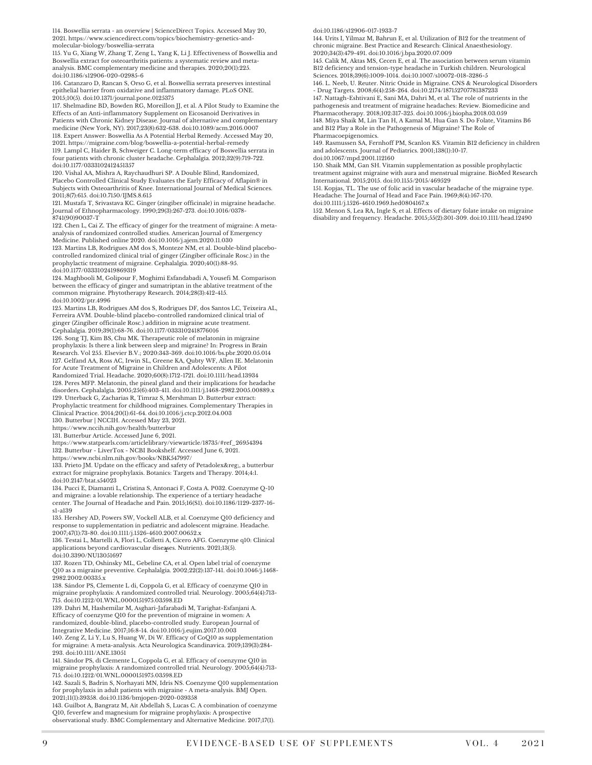114. Boswellia serrata - an overview | ScienceDirect Topics. Accessed May 20, 2021. https://www.sciencedirect.com/topics/biochemistry-genetics-and-molecular-biology/boswellia-serrata

115. Yu G, Xiang W, Zhang T, Zeng L, Yang K, Li J. Effectiveness of Boswellia and Boswellia extract for osteoarthritis patients: a systematic review and meta-analysis. BMC complementary medicine and therapies. 2020;20(1):225. doi:10.1186/s12906-020-02985-6

116. Catanzaro D, Rancan S, Orso G, et al. Boswellia serrata preserves intestinal epithelial barrier from oxidative and inflammatory damage. PLoS ONE. 2015;10(5). doi:10.1371/journal.pone.0125375

117. Shelmadine BD, Bowden RG, Moreillon JJ, et al. A Pilot Study to Examine the Effects of an Anti-inflammatory Supplement on Eicosanoid Derivatives in Patients with Chronic Kidney Disease. Journal of alternative and complementary medicine (New York, NY). 2017;23(8):632-638. doi:10.1089/acm.2016.0007

118. Expert Answer: Boswellia As A Potential Herbal Remedy. Accessed May 20, 2021. https://migraine.com/blog/boswellia-a-potential-herbal-remedy

119. Lampl C, Haider B, Schweiger C. Long-term efficacy of Boswellia serrata in four patients with chronic cluster headache. Cephalalgia. 2012;32(9):719-722. doi:10.1177/0333102412451357

120. Vishal AA, Mishra A, Raychaudhuri SP. A Double Blind, Randomized, Placebo Controlled Clinical Study Evaluates the Early Efficacy of Aflapin® in Subjects with Osteoarthritis of Knee. International Journal of Medical Sciences. 2011;8(7):615. doi:10.7150/IJMS.8.615

121. Mustafa T, Srivastava KC. Ginger (zingiber officinale) in migraine headache. Journal of Ethnopharmacology. 1990;29(3):267-273. doi:10.1016/0378-8741(90)90037-T

122. Chen L, Cai Z. The efficacy of ginger for the treatment of migraine: A meta-analysis of randomized controlled studies. American Journal of Emergency Medicine. Published online 2020. doi:10.1016/j.ajem.2020.11.030

123. Martins LB, Rodrigues AM dos S, Monteze NM, et al. Double-blind placebo-controlled randomized clinical trial of ginger (Zingiber officinale Rosc.) in the prophylactic treatment of migraine. Cephalalgia. 2020;40(1):88-95. doi:10.1177/0333102419869319

124. Maghbooli M, Golipour F, Moghimi Esfandabadi A, Yousefi M. Comparison between the efficacy of ginger and sumatriptan in the ablative treatment of the common migraine. Phytotherapy Research. 2014;28(3):412-415. doi:10.1002/ptr.4996

125. Martins LB, Rodrigues AM dos S, Rodrigues DF, dos Santos LC, Teixeira AL, Ferreira AVM. Double-blind placebo-controlled randomized clinical trial of ginger (Zingiber officinale Rosc.) addition in migraine acute treatment. Cephalalgia. 2019;39(1):68-76. doi:10.1177/0333102418776016

126. Song TJ, Kim BS, Chu MK. Therapeutic role of melatonin in migraine prophylaxis: Is there a link between sleep and migraine? In: Progress in Brain Research. Vol 255. Elsevier B.V.; 2020:343-369. doi:10.1016/bs.pbr.2020.05.014

127. Gelfand AA, Ross AC, Irwin SL, Greene KA, Qubty WF, Allen IE. Melatonin for Acute Treatment of Migraine in Children and Adolescents: A Pilot Randomized Trial. Headache. 2020;60(8):1712-1721. doi:10.1111/head.13934

128. Peres MFP. Melatonin, the pineal gland and their implications for headache disorders. Cephalalgia. 2005;25(6):403-411. doi:10.1111/j.1468-2982.2005.00889.x

129. Utterback G, Zacharias R, Timraz S, Mershman D. Butterbur extract: Prophylactic treatment for childhood migraines. Complementary Therapies in Clinical Practice. 2014;20(1):61-64. doi:10.1016/j.ctcp.2012.04.003

130. Butterbur | NCCIH. Accessed May 23, 2021. https://www.nccih.nih.gov/health/butterbur

131. Butterbur Article. Accessed June 6, 2021. https://www.statpearls.com/articlelibrary/viewarticle/18735/#ref_26954394

132. Butterbur - LiverTox - NCBI Bookshelf. Accessed June 6, 2021. https://www.ncbi.nlm.nih.gov/books/NBK547997/

133. Prieto JM. Update on the efficacy and safety of Petadolex&reg;, a butterbur extract for migraine prophylaxis. Botanics: Targets and Therapy. 2014;4:1. doi:10.2147/btat.s54023

134. Pucci E, Diamanti L, Cristina S, Antonaci F, Costa A. P032. Coenzyme Q-10 and migraine: a lovable relationship. The experience of a tertiary headache center. The Journal of Headache and Pain. 2015;16(S1). doi:10.1186/1129-2377-16-s1-a139

135. Hershey AD, Powers SW, Vockell ALB, et al. Coenzyme Q10 deficiency and response to supplementation in pediatric and adolescent migraine. Headache. 2007;47(1):73-80. doi:10.1111/j.1526-4610.2007.00652.x

136. Testai L, Martelli A, Flori L, Colletti A, Cicero AFG. Coenzyme q10: Clinical applications beyond cardiovascular diseases. Nutrients. 2021;13(5). doi:10.3390/NU13051697

137. Rozen TD, Oshinsky ML, Gebeline CA, et al. Open label trial of coenzyme Q10 as a migraine preventive. Cephalalgia. 2002;22(2):137-141. doi:10.1046/j.1468-2982.2002.00335.x

138. Sándor PS, Clemente L di, Coppola G, et al. Efficacy of coenzyme Q10 in migraine prophylaxis: A randomized controlled trial. Neurology. 2005;64(4):713-715. doi:10.1212/01.WNL.0000151975.03598.ED

139. Dahri M, Hashemilar M, Asghari-Jafarabadi M, Tarighat-Esfanjani A. Efficacy of coenzyme Q10 for the prevention of migraine in women: A randomized, double-blind, placebo-controlled study. European Journal of Integrative Medicine. 2017;16:8-14. doi:10.1016/j.eujim.2017.10.003

140. Zeng Z, Li Y, Lu S, Huang W, Di W. Efficacy of CoQ10 as supplementation for migraine: A meta-analysis. Acta Neurologica Scandinavica. 2019;139(3):284-293. doi:10.1111/ANE.13051

141. Sándor PS, di Clemente L, Coppola G, et al. Efficacy of coenzyme Q10 in migraine prophylaxis: A randomized controlled trial. Neurology. 2005;64(4):713-715. doi:10.1212/01.WNL.0000151975.03598.ED

142. Sazali S, Badrin S, Norhayati MN, Idris NS. Coenzyme Q10 supplementation for prophylaxis in adult patients with migraine - A meta-analysis. BMJ Open. 2021;11(1):39358. doi:10.1136/bmjopen-2020-039358

143. Guilbot A, Bangratz M, Ait Abdellah S, Lucas C. A combination of coenzyme Q10, feverfew and magnesium for migraine prophylaxis: A prospective observational study. BMC Complementary and Alternative Medicine. 2017;17(1). doi:10.1186/s12906-017-1933-7

144. Urits I, Yilmaz M, Bahrun E, et al. Utilization of B12 for the treatment of chronic migraine. Best Practice and Research: Clinical Anaesthesiology. 2020;34(3):479-491. doi:10.1016/j.bpa.2020.07.009

145. Calik M, Aktas MS, Cecen E, et al. The association between serum vitamin B12 deficiency and tension-type headache in Turkish children. Neurological Sciences. 2018;39(6):1009-1014. doi:10.1007/s10072-018-3286-5

146. L. Neeb, U. Reuter. Nitric Oxide in Migraine. CNS & Neurological Disorders - Drug Targets. 2008;6(4):258-264. doi:10.2174/187152707781387233

147. Nattagh-Eshtivani E, Sani MA, Dahri M, et al. The role of nutrients in the pathogenesis and treatment of migraine headaches: Review. Biomedicine and Pharmacotherapy. 2018;102:317-325. doi:10.1016/j.biopha.2018.03.059

148. Miya Shaik M, Lin Tan H, A Kamal M, Hua Gan S. Do Folate, Vitamins B6 and B12 Play a Role in the Pathogenesis of Migraine? The Role of Pharmacoepigenomics.

149. Rasmussen SA, Fernhoff PM, Scanlon KS. Vitamin B12 deficiency in children and adolescents. Journal of Pediatrics. 2001;138(1):10-17. doi:10.1067/mpd.2001.112160

150. Shaik MM, Gan SH. Vitamin supplementation as possible prophylactic treatment against migraine with aura and menstrual migraine. BioMed Research International. 2015;2015. doi:10.1155/2015/469529

151. Kopjas, TL. The use of folic acid in vascular headache of the migraine type. Headache: The Journal of Head and Face Pain. 1969;8(4):167-170. doi:10.1111/j.1526-4610.1969.hed0804167.x

152. Menon S, Lea RA, Ingle S, et al. Effects of dietary folate intake on migraine disability and frequency. Headache. 2015;55(2):301-309. doi:10.1111/head.12490